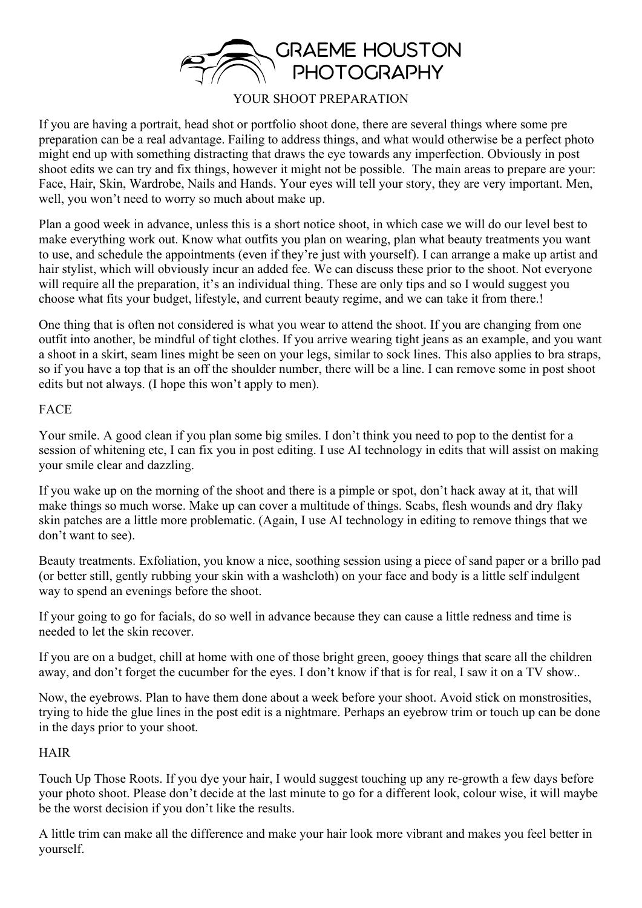# GRAEME HOUSTON PHOTOGRAPHY

## YOUR SHOOT PREPARATION

If you are having a portrait, head shot or portfolio shoot done, there are several things where some pre preparation can be a real advantage. Failing to address things, and what would otherwise be a perfect photo might end up with something distracting that draws the eye towards any imperfection. Obviously in post shoot edits we can try and fix things, however it might not be possible. The main areas to prepare are your: Face, Hair, Skin, Wardrobe, Nails and Hands. Your eyes will tell your story, they are very important. Men, well, you won't need to worry so much about make up.

Plan a good week in advance, unless this is a short notice shoot, in which case we will do our level best to make everything work out. Know what outfits you plan on wearing, plan what beauty treatments you want to use, and schedule the appointments (even if they're just with yourself). I can arrange a make up artist and hair stylist, which will obviously incur an added fee. We can discuss these prior to the shoot. Not everyone will require all the preparation, it's an individual thing. These are only tips and so I would suggest you choose what fits your budget, lifestyle, and current beauty regime, and we can take it from there.!

One thing that is often not considered is what you wear to attend the shoot. If you are changing from one outfit into another, be mindful of tight clothes. If you arrive wearing tight jeans as an example, and you want a shoot in a skirt, seam lines might be seen on your legs, similar to sock lines. This also applies to bra straps, so if you have a top that is an off the shoulder number, there will be a line. I can remove some in post shoot edits but not always. (I hope this won't apply to men).

### FACE

Your smile. A good clean if you plan some big smiles. I don't think you need to pop to the dentist for a session of whitening etc, I can fix you in post editing. I use AI technology in edits that will assist on making your smile clear and dazzling.

If you wake up on the morning of the shoot and there is a pimple or spot, don't hack away at it, that will make things so much worse. Make up can cover a multitude of things. Scabs, flesh wounds and dry flaky skin patches are a little more problematic. (Again, I use AI technology in editing to remove things that we don't want to see).

Beauty treatments. Exfoliation, you know a nice, soothing session using a piece of sand paper or a brillo pad (or better still, gently rubbing your skin with a washcloth) on your face and body is a little self indulgent way to spend an evenings before the shoot.

If your going to go for facials, do so well in advance because they can cause a little redness and time is needed to let the skin recover.

If you are on a budget, chill at home with one of those bright green, gooey things that scare all the children away, and don't forget the cucumber for the eyes. I don't know if that is for real, I saw it on a TV show..

Now, the eyebrows. Plan to have them done about a week before your shoot. Avoid stick on monstrosities, trying to hide the glue lines in the post edit is a nightmare. Perhaps an eyebrow trim or touch up can be done in the days prior to your shoot.

### HAIR

Touch Up Those Roots. If you dye your hair, I would suggest touching up any re-growth a few days before your photo shoot. Please don't decide at the last minute to go for a different look, colour wise, it will maybe be the worst decision if you don't like the results.

A little trim can make all the difference and make your hair look more vibrant and makes you feel better in yourself.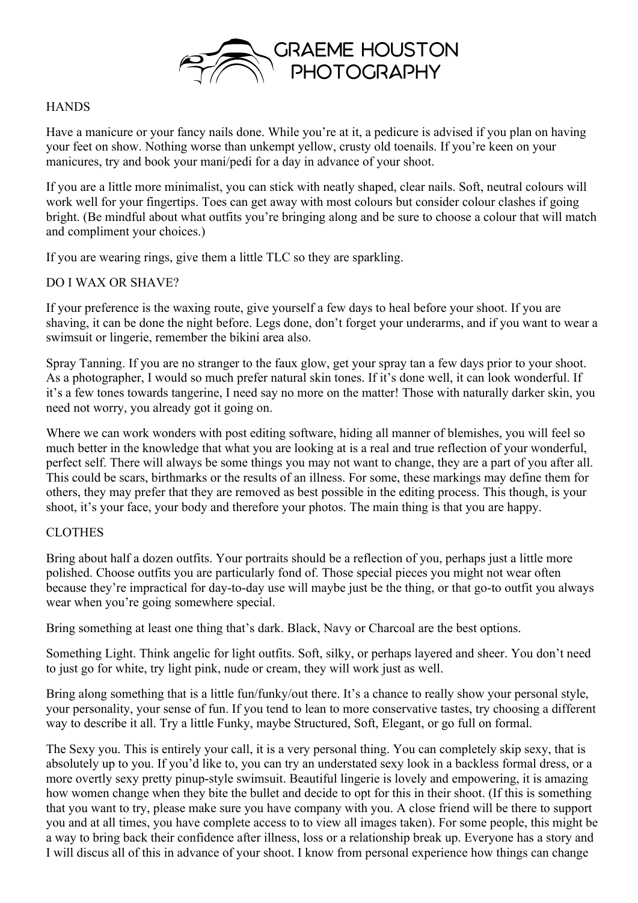## HANDS

Have a manicure or your fancy nails done. While you're at it, a pedicure is advised if you plan on having your feet on show. Nothing worse than unkempt yellow, crusty old toenails. If you're keen on your manicures, try and book your mani/pedi for a day in advance of your shoot.

If you are a little more minimalist, you can stick with neatly shaped, clear nails. Soft, neutral colours will work well for your fingertips. Toes can get away with most colours but consider colour clashes if going bright. (Be mindful about what outfits you're bringing along and be sure to choose a colour that will match and compliment your choices.)

If you are wearing rings, give them a little TLC so they are sparkling.

## DO I WAX OR SHAVE?

If your preference is the waxing route, give yourself a few days to heal before your shoot. If you are shaving, it can be done the night before. Legs done, don't forget your underarms, and if you want to wear a swimsuit or lingerie, remember the bikini area also.

Spray Tanning. If you are no stranger to the faux glow, get your spray tan a few days prior to your shoot. As a photographer, I would so much prefer natural skin tones. If it's done well, it can look wonderful. If it's a few tones towards tangerine, I need say no more on the matter! Those with naturally darker skin, you need not worry, you already got it going on.

Where we can work wonders with post editing software, hiding all manner of blemishes, you will feel so much better in the knowledge that what you are looking at is a real and true reflection of your wonderful, perfect self. There will always be some things you may not want to change, they are a part of you after all. This could be scars, birthmarks or the results of an illness. For some, these markings may define them for others, they may prefer that they are removed as best possible in the editing process. This though, is your shoot, it's your face, your body and therefore your photos. The main thing is that you are happy.

## CLOTHES

Bring about half a dozen outfits. Your portraits should be a reflection of you, perhaps just a little more polished. Choose outfits you are particularly fond of. Those special pieces you might not wear often because they're impractical for day-to-day use will maybe just be the thing, or that go-to outfit you always wear when you're going somewhere special.

Bring something at least one thing that's dark. Black, Navy or Charcoal are the best options.

Something Light. Think angelic for light outfits. Soft, silky, or perhaps layered and sheer. You don't need to just go for white, try light pink, nude or cream, they will work just as well.

Bring along something that is a little fun/funky/out there. It's a chance to really show your personal style, your personality, your sense of fun. If you tend to lean to more conservative tastes, try choosing a different way to describe it all. Try a little Funky, maybe Structured, Soft, Elegant, or go full on formal.

The Sexy you. This is entirely your call, it is a very personal thing. You can completely skip sexy, that is absolutely up to you. If you'd like to, you can try an understated sexy look in a backless formal dress, or a more overtly sexy pretty pinup-style swimsuit. Beautiful lingerie is lovely and empowering, it is amazing how women change when they bite the bullet and decide to opt for this in their shoot. (If this is something that you want to try, please make sure you have company with you. A close friend will be there to support you and at all times, you have complete access to to view all images taken). For some people, this might be a way to bring back their confidence after illness, loss or a relationship break up. Everyone has a story and I will discus all of this in advance of your shoot. I know from personal experience how things can change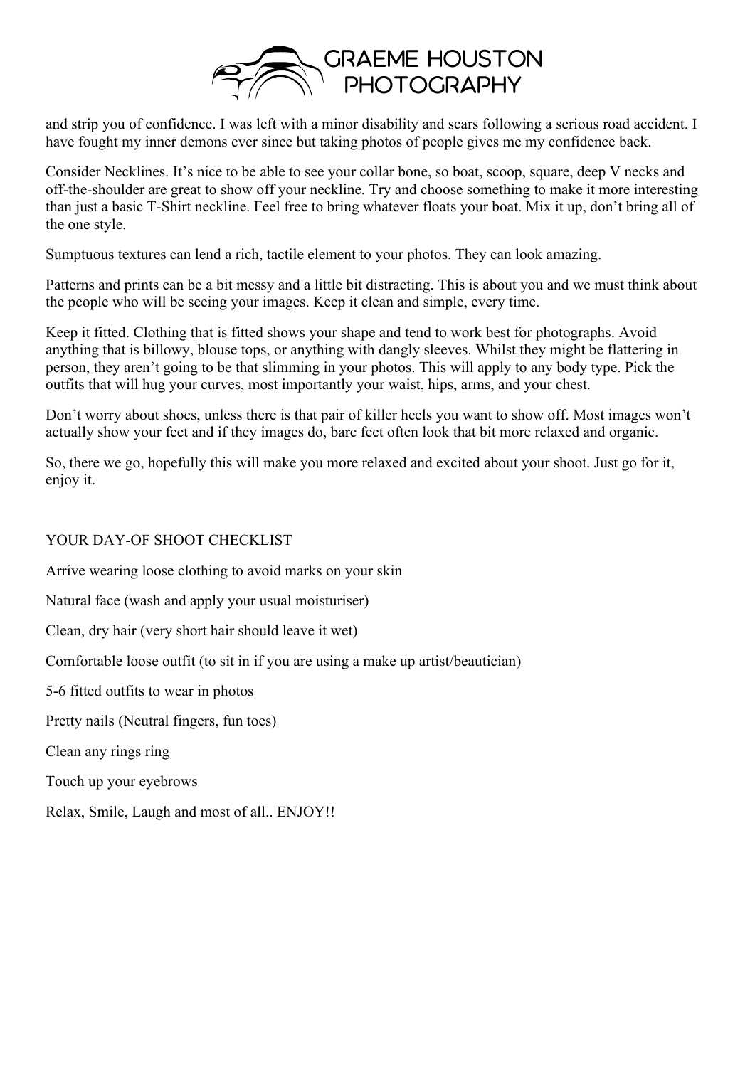and strip you of confidence. I was left with a minor disability and scars following a serious road accident. I have fought my inner demons ever since but taking photos of people gives me my confidence back.

Consider Necklines. It's nice to be able to see your collar bone, so boat, scoop, square, deep V necks and off-the-shoulder are great to show off your neckline. Try and choose something to make it more interesting than just a basic T-Shirt neckline. Feel free to bring whatever floats your boat. Mix it up, don't bring all of the one style.

Sumptuous textures can lend a rich, tactile element to your photos. They can look amazing.

Patterns and prints can be a bit messy and a little bit distracting. This is about you and we must think about the people who will be seeing your images. Keep it clean and simple, every time.

Keep it fitted. Clothing that is fitted shows your shape and tend to work best for photographs. Avoid anything that is billowy, blouse tops, or anything with dangly sleeves. Whilst they might be flattering in person, they aren't going to be that slimming in your photos. This will apply to any body type. Pick the outfits that will hug your curves, most importantly your waist, hips, arms, and your chest.

Don't worry about shoes, unless there is that pair of killer heels you want to show off. Most images won't actually show your feet and if they images do, bare feet often look that bit more relaxed and organic.

So, there we go, hopefully this will make you more relaxed and excited about your shoot. Just go for it, enjoy it.

YOUR DAY-OF SHOOT CHECKLIST

Arrive wearing loose clothing to avoid marks on your skin

Natural face (wash and apply your usual moisturiser)

Clean, dry hair (very short hair should leave it wet)

Comfortable loose outfit (to sit in if you are using a make up artist/beautician)

5-6 fitted outfits to wear in photos

Pretty nails (Neutral fingers, fun toes)

Clean any rings ring

Touch up your eyebrows

Relax, Smile, Laugh and most of all.. ENJOY!!